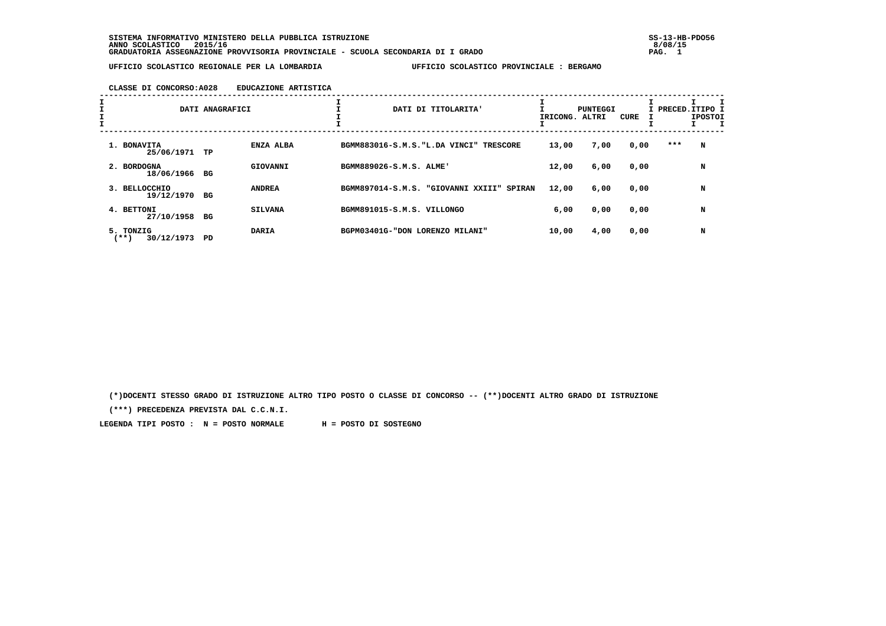SISTEMA INFORMATIVO MINISTERO DELLA PUBBLICA ISTRUZIONE
ANNO SCOLASTICO 2015/16
GRADUATORIA ASSEGNAZIONE PROVVISORIA PROVINCIALE - SCUOLA SECONDARIA DI I GRADO

SS-13-HB-PDO56
8/08/15

UFFICIO SCOLASTICO REGIONALE PER LA LOMBARDIA — UFFICIO SCOLASTICO PROVINCIALE : BERGAMO

CLASSE DI CONCORSO:A028 EDUCAZIONE ARTISTICA

| DATI ANAGRAFICI | | | DATI DI TITOLARITA' | PUNTEGGI RICONG. | PUNTEGGI ALTRI | CURE | PRECED. | TIPO POSTO |
|---|---|---|---|---|---|---|---|---|
| 1. BONAVITA 25/06/1971 | TP | ENZA ALBA | BGMM883016-S.M.S."L.DA VINCI" TRESCORE | 13,00 | 7,00 | 0,00 | *** | N |
| 2. BORDOGNA 18/06/1966 | BG | GIOVANNI | BGMM889026-S.M.S. ALME' | 12,00 | 6,00 | 0,00 | | N |
| 3. BELLOCCHIO 19/12/1970 | BG | ANDREA | BGMM897014-S.M.S. "GIOVANNI XXIII" SPIRAN | 12,00 | 6,00 | 0,00 | | N |
| 4. BETTONI 27/10/1958 | BG | SILVANA | BGMM891015-S.M.S. VILLONGO | 6,00 | 0,00 | 0,00 | | N |
| 5. TONZIG (**) 30/12/1973 | PD | DARIA | BGPM03401G-"DON LORENZO MILANI" | 10,00 | 4,00 | 0,00 | | N |

(*)DOCENTI STESSO GRADO DI ISTRUZIONE ALTRO TIPO POSTO O CLASSE DI CONCORSO -- (**)DOCENTI ALTRO GRADO DI ISTRUZIONE

(***) PRECEDENZA PREVISTA DAL C.C.N.I.

LEGENDA TIPI POSTO : N = POSTO NORMALE H = POSTO DI SOSTEGNO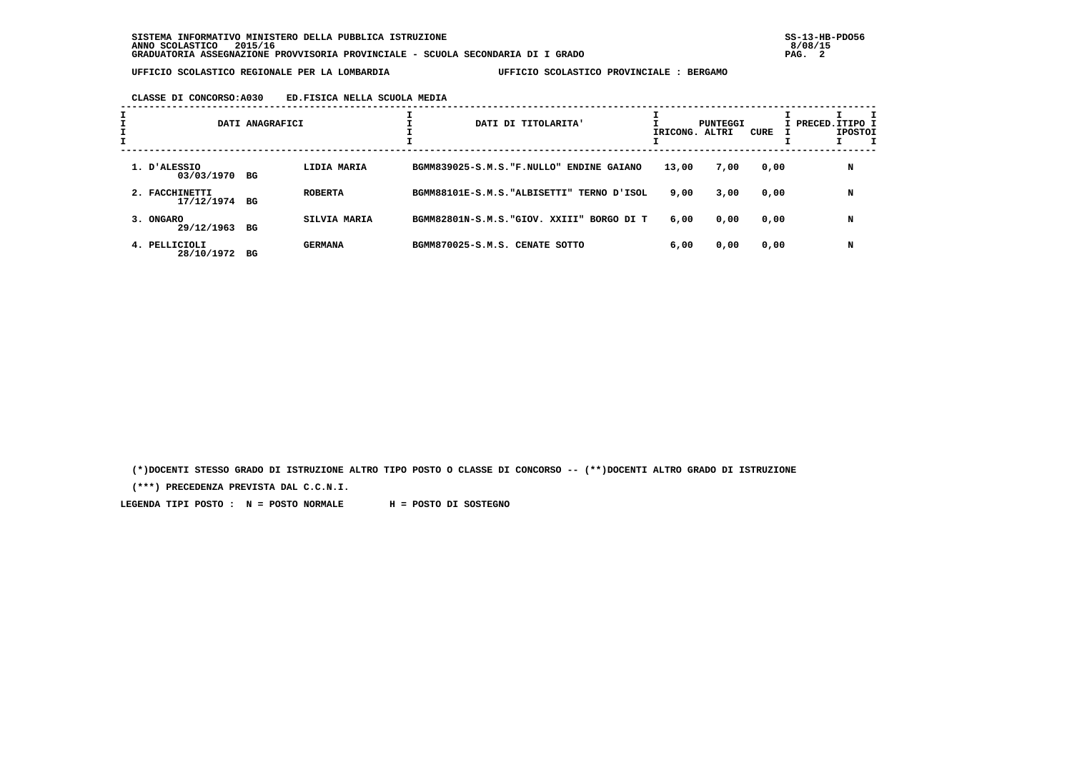UFFICIO SCOLASTICO REGIONALE PER LA LOMBARDIA — UFFICIO SCOLASTICO PROVINCIALE : BERGAMO

CLASSE DI CONCORSO:A030 ED.FISICA NELLA SCUOLA MEDIA

| DATI ANAGRAFICI | | | DATI DI TITOLARITA' | PUNTEGGI RICONG. | ALTRI | CURE | PRECED. | TIPO POSTO |
|---|---|---|---|---|---|---|---|---|
| 1. D'ALESSIO 03/03/1970 | BG | LIDIA MARIA | BGMM839025-S.M.S."F.NULLO" ENDINE GAIANO | 13,00 | 7,00 | 0,00 | | N |
| 2. FACCHINETTI 17/12/1974 | BG | ROBERTA | BGMM88101E-S.M.S."ALBISETTI" TERNO D'ISOL | 9,00 | 3,00 | 0,00 | | N |
| 3. ONGARO 29/12/1963 | BG | SILVIA MARIA | BGMM82801N-S.M.S."GIOV. XXIII" BORGO DI T | 6,00 | 0,00 | 0,00 | | N |
| 4. PELLICIOLI 28/10/1972 | BG | GERMANA | BGMM870025-S.M.S. CENATE SOTTO | 6,00 | 0,00 | 0,00 | | N |

(*)DOCENTI STESSO GRADO DI ISTRUZIONE ALTRO TIPO POSTO O CLASSE DI CONCORSO -- (**)DOCENTI ALTRO GRADO DI ISTRUZIONE

(***) PRECEDENZA PREVISTA DAL C.C.N.I.

LEGENDA TIPI POSTO : N = POSTO NORMALE H = POSTO DI SOSTEGNO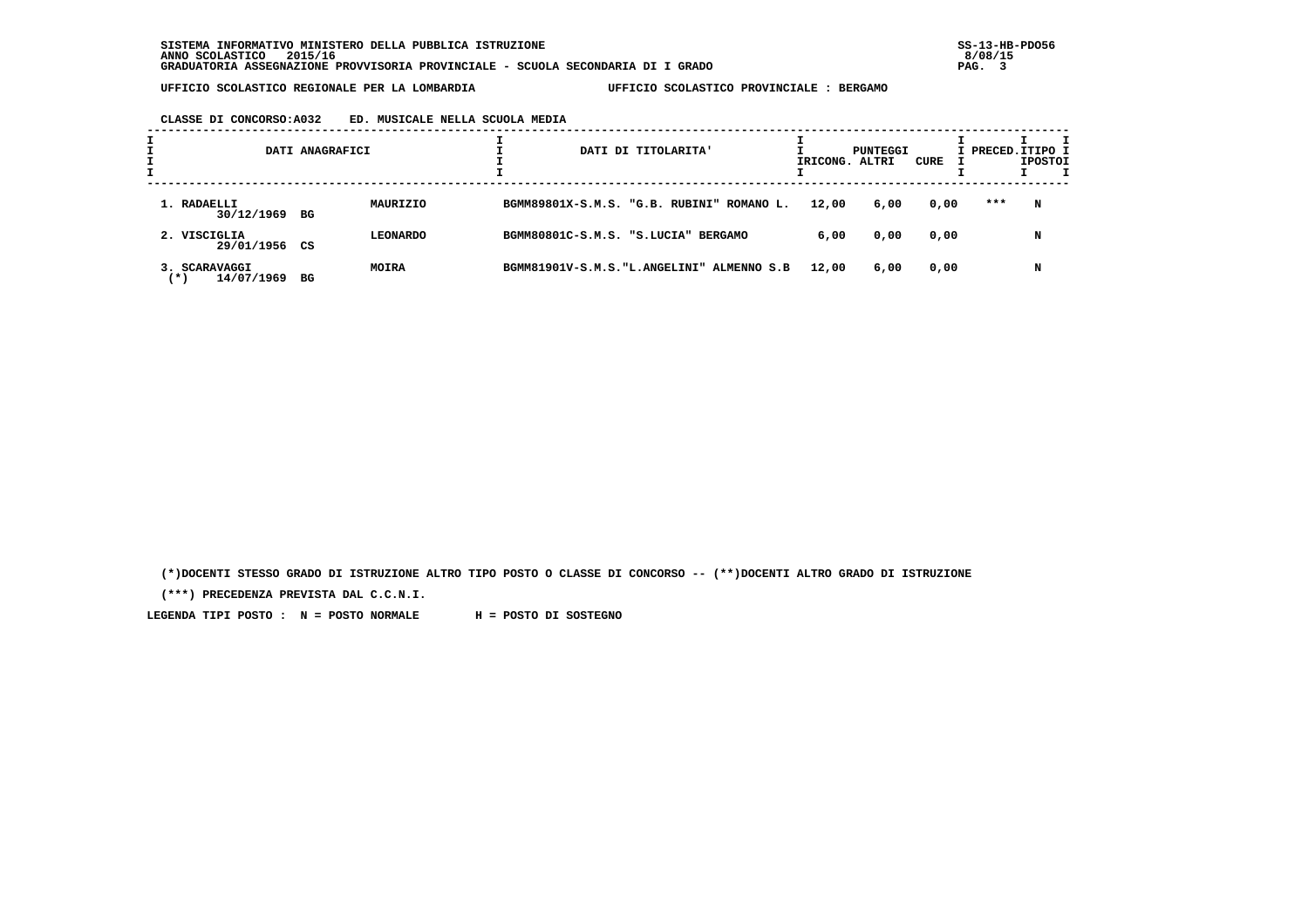SISTEMA INFORMATIVO MINISTERO DELLA PUBBLICA ISTRUZIONE
ANNO SCOLASTICO 2015/16
GRADUATORIA ASSEGNAZIONE PROVVISORIA PROVINCIALE - SCUOLA SECONDARIA DI I GRADO

UFFICIO SCOLASTICO REGIONALE PER LA LOMBARDIA — UFFICIO SCOLASTICO PROVINCIALE : BERGAMO

CLASSE DI CONCORSO:A032 ED. MUSICALE NELLA SCUOLA MEDIA

| DATI ANAGRAFICI | | | DATI DI TITOLARITA' | PUNTEGGI RICONG. | PUNTEGGI ALTRI | PUNTEGGI CURE | PRECED. | TIPO POSTO |
|---|---|---|---|---|---|---|---|---|
| 1. RADAELLI 30/12/1969 | BG | MAURIZIO | BGMM89801X-S.M.S. "G.B. RUBINI" ROMANO L. | 12,00 | 6,00 | 0,00 | *** | N |
| 2. VISCIGLIA 29/01/1956 | CS | LEONARDO | BGMM80801C-S.M.S. "S.LUCIA" BERGAMO | 6,00 | 0,00 | 0,00 | | N |
| 3. SCARAVAGGI (*) 14/07/1969 | BG | MOIRA | BGMM81901V-S.M.S."L.ANGELINI" ALMENNO S.B | 12,00 | 6,00 | 0,00 | | N |

(*)DOCENTI STESSO GRADO DI ISTRUZIONE ALTRO TIPO POSTO O CLASSE DI CONCORSO -- (**)DOCENTI ALTRO GRADO DI ISTRUZIONE

(***) PRECEDENZA PREVISTA DAL C.C.N.I.

LEGENDA TIPI POSTO : N = POSTO NORMALE H = POSTO DI SOSTEGNO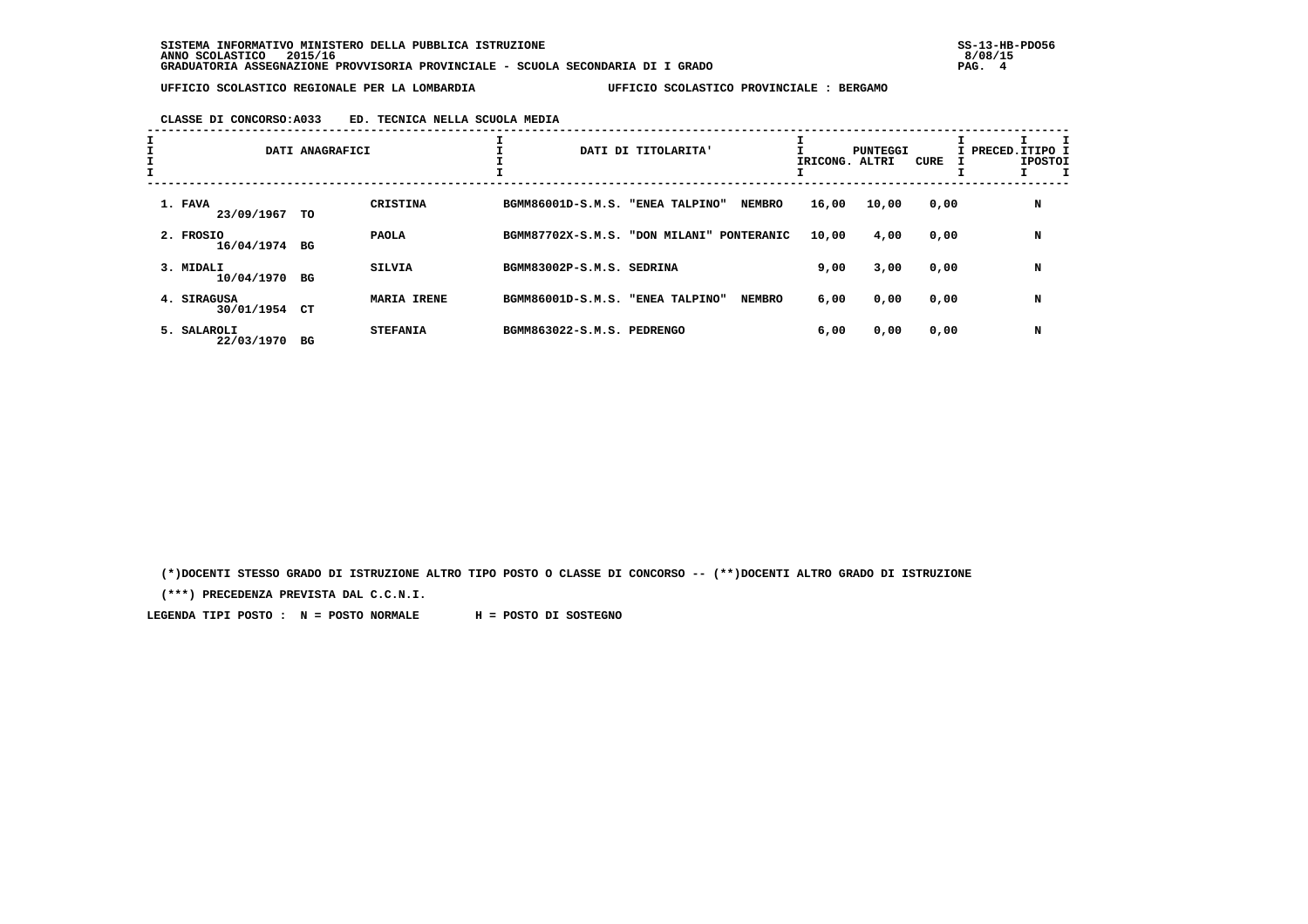SISTEMA INFORMATIVO MINISTERO DELLA PUBBLICA ISTRUZIONE
ANNO SCOLASTICO 2015/16
GRADUATORIA ASSEGNAZIONE PROVVISORIA PROVINCIALE - SCUOLA SECONDARIA DI I GRADO

SS-13-HB-PDO56
8/08/15

UFFICIO SCOLASTICO REGIONALE PER LA LOMBARDIA — UFFICIO SCOLASTICO PROVINCIALE : BERGAMO

CLASSE DI CONCORSO:A033 ED. TECNICA NELLA SCUOLA MEDIA

| DATI ANAGRAFICI | | | DATI DI TITOLARITA' | PUNTEGGI RICONG. | PUNTEGGI ALTRI | PUNTEGGI CURE | PRECED. | TIPO POSTO |
|---|---|---|---|---|---|---|---|---|
| 1. FAVA 23/09/1967 | TO | CRISTINA | BGMM86001D-S.M.S. "ENEA TALPINO" NEMBRO | 16,00 | 10,00 | 0,00 | | N |
| 2. FROSIO 16/04/1974 | BG | PAOLA | BGMM87702X-S.M.S. "DON MILANI" PONTERANIC | 10,00 | 4,00 | 0,00 | | N |
| 3. MIDALI 10/04/1970 | BG | SILVIA | BGMM83002P-S.M.S. SEDRINA | 9,00 | 3,00 | 0,00 | | N |
| 4. SIRAGUSA 30/01/1954 | CT | MARIA IRENE | BGMM86001D-S.M.S. "ENEA TALPINO" NEMBRO | 6,00 | 0,00 | 0,00 | | N |
| 5. SALAROLI 22/03/1970 | BG | STEFANIA | BGMM863022-S.M.S. PEDRENGO | 6,00 | 0,00 | 0,00 | | N |

(*)DOCENTI STESSO GRADO DI ISTRUZIONE ALTRO TIPO POSTO O CLASSE DI CONCORSO -- (**)DOCENTI ALTRO GRADO DI ISTRUZIONE

(***) PRECEDENZA PREVISTA DAL C.C.N.I.

LEGENDA TIPI POSTO : N = POSTO NORMALE H = POSTO DI SOSTEGNO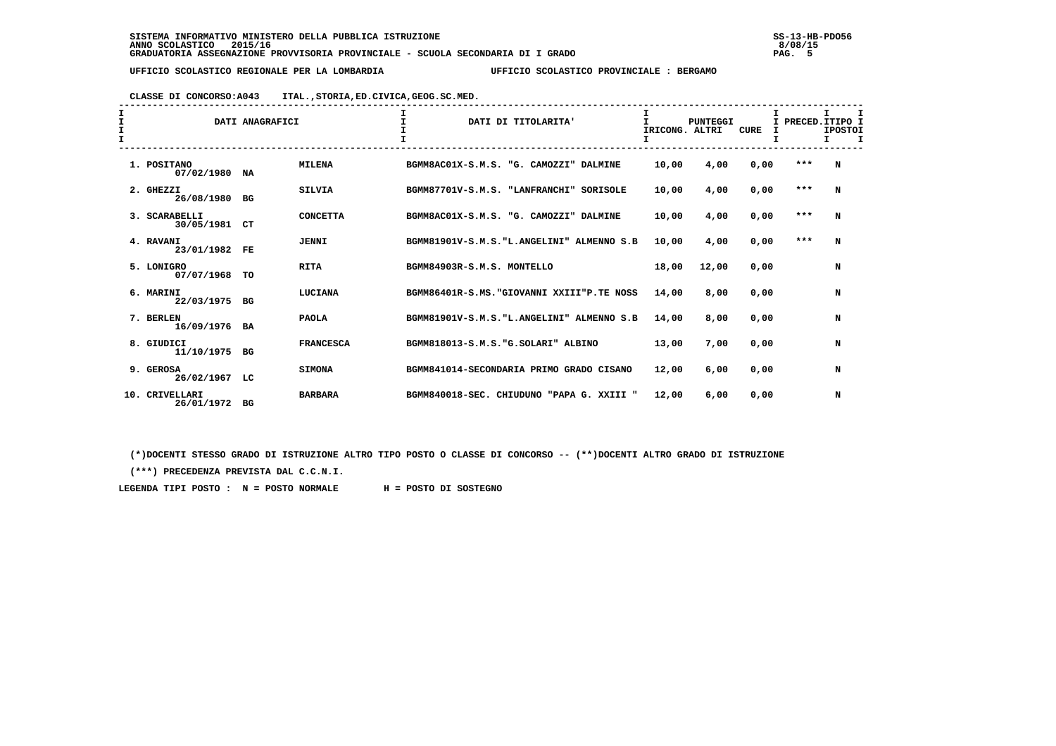SISTEMA INFORMATIVO MINISTERO DELLA PUBBLICA ISTRUZIONE
ANNO SCOLASTICO 2015/16
GRADUATORIA ASSEGNAZIONE PROVVISORIA PROVINCIALE - SCUOLA SECONDARIA DI I GRADO

SS-13-HB-PDO56
8/08/15

UFFICIO SCOLASTICO REGIONALE PER LA LOMBARDIA — UFFICIO SCOLASTICO PROVINCIALE : BERGAMO

CLASSE DI CONCORSO:A043 ITAL.,STORIA,ED.CIVICA,GEOG.SC.MED.

| DATI ANAGRAFICI | | | DATI DI TITOLARITA' | PUNTEGGI RICONG. | ALTRI | CURE | PRECED. | TIPO POSTO |
|---|---|---|---|---|---|---|---|---|
| 1. POSITANO 07/02/1980 | NA | MILENA | BGMM8AC01X-S.M.S. "G. CAMOZZI" DALMINE | 10,00 | 4,00 | 0,00 | *** | N |
| 2. GHEZZI 26/08/1980 | BG | SILVIA | BGMM87701V-S.M.S. "LANFRANCHI" SORISOLE | 10,00 | 4,00 | 0,00 | *** | N |
| 3. SCARABELLI 30/05/1981 | CT | CONCETTA | BGMM8AC01X-S.M.S. "G. CAMOZZI" DALMINE | 10,00 | 4,00 | 0,00 | *** | N |
| 4. RAVANI 23/01/1982 | FE | JENNI | BGMM81901V-S.M.S."L.ANGELINI" ALMENNO S.B | 10,00 | 4,00 | 0,00 | *** | N |
| 5. LONIGRO 07/07/1968 | TO | RITA | BGMM84903R-S.M.S. MONTELLO | 18,00 | 12,00 | 0,00 | | N |
| 6. MARINI 22/03/1975 | BG | LUCIANA | BGMM86401R-S.MS."GIOVANNI XXIII"P.TE NOSS | 14,00 | 8,00 | 0,00 | | N |
| 7. BERLEN 16/09/1976 | BA | PAOLA | BGMM81901V-S.M.S."L.ANGELINI" ALMENNO S.B | 14,00 | 8,00 | 0,00 | | N |
| 8. GIUDICI 11/10/1975 | BG | FRANCESCA | BGMM818013-S.M.S."G.SOLARI" ALBINO | 13,00 | 7,00 | 0,00 | | N |
| 9. GEROSA 26/02/1967 | LC | SIMONA | BGMM841014-SECONDARIA PRIMO GRADO CISANO | 12,00 | 6,00 | 0,00 | | N |
| 10. CRIVELLARI 26/01/1972 | BG | BARBARA | BGMM840018-SEC. CHIUDUNO "PAPA G. XXIII " | 12,00 | 6,00 | 0,00 | | N |

(*)DOCENTI STESSO GRADO DI ISTRUZIONE ALTRO TIPO POSTO O CLASSE DI CONCORSO -- (**)DOCENTI ALTRO GRADO DI ISTRUZIONE

(***) PRECEDENZA PREVISTA DAL C.C.N.I.

LEGENDA TIPI POSTO : N = POSTO NORMALE H = POSTO DI SOSTEGNO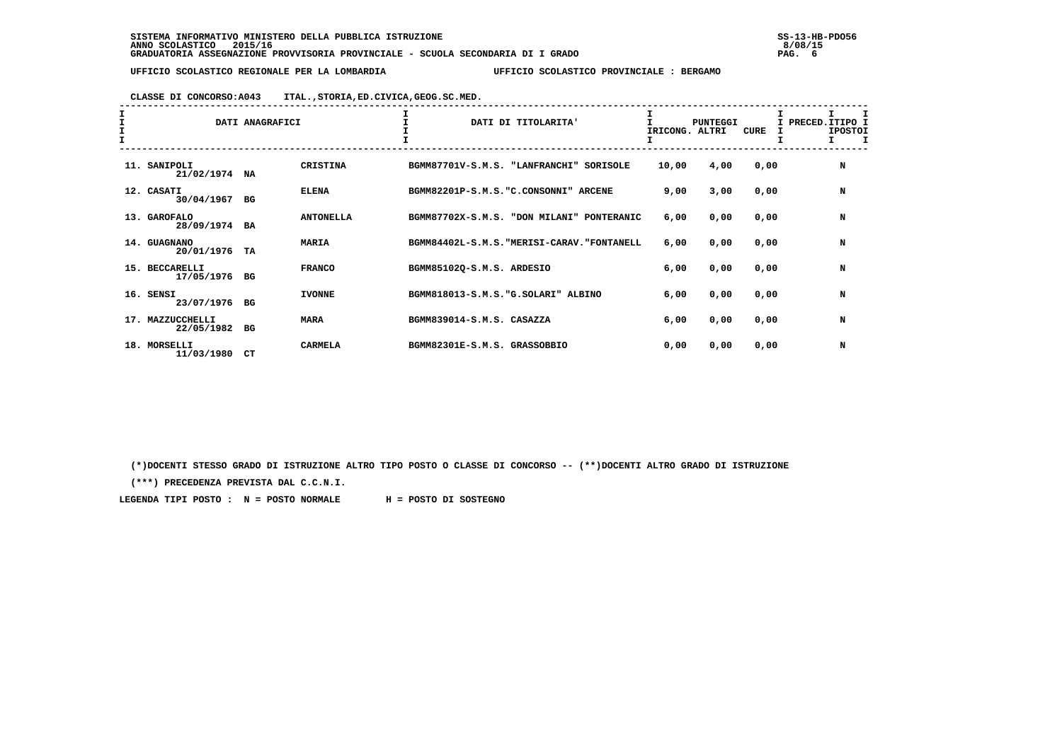SISTEMA INFORMATIVO MINISTERO DELLA PUBBLICA ISTRUZIONE
ANNO SCOLASTICO 2015/16
GRADUATORIA ASSEGNAZIONE PROVVISORIA PROVINCIALE - SCUOLA SECONDARIA DI I GRADO

UFFICIO SCOLASTICO REGIONALE PER LA LOMBARDIA — UFFICIO SCOLASTICO PROVINCIALE : BERGAMO

CLASSE DI CONCORSO:A043 ITAL.,STORIA,ED.CIVICA,GEOG.SC.MED.

| DATI ANAGRAFICI | | | DATI DI TITOLARITA' | PUNTEGGI RICONG. | ALTRI | CURE | PRECED. | TIPO POSTO |
|---|---|---|---|---|---|---|---|---|
| 11. SANIPOLI 21/02/1974 | NA | CRISTINA | BGMM87701V-S.M.S. "LANFRANCHI" SORISOLE | 10,00 | 4,00 | 0,00 | | N |
| 12. CASATI 30/04/1967 | BG | ELENA | BGMM82201P-S.M.S."C.CONSONNI" ARCENE | 9,00 | 3,00 | 0,00 | | N |
| 13. GAROFALO 28/09/1974 | BA | ANTONELLA | BGMM87702X-S.M.S. "DON MILANI" PONTERANIC | 6,00 | 0,00 | 0,00 | | N |
| 14. GUAGNANO 20/01/1976 | TA | MARIA | BGMM84402L-S.M.S."MERISI-CARAV."FONTANELL | 6,00 | 0,00 | 0,00 | | N |
| 15. BECCARELLI 17/05/1976 | BG | FRANCO | BGMM85102Q-S.M.S. ARDESIO | 6,00 | 0,00 | 0,00 | | N |
| 16. SENSI 23/07/1976 | BG | IVONNE | BGMM818013-S.M.S."G.SOLARI" ALBINO | 6,00 | 0,00 | 0,00 | | N |
| 17. MAZZUCCHELLI 22/05/1982 | BG | MARA | BGMM839014-S.M.S. CASAZZA | 6,00 | 0,00 | 0,00 | | N |
| 18. MORSELLI 11/03/1980 | CT | CARMELA | BGMM82301E-S.M.S. GRASSOBBIO | 0,00 | 0,00 | 0,00 | | N |

(*)DOCENTI STESSO GRADO DI ISTRUZIONE ALTRO TIPO POSTO O CLASSE DI CONCORSO -- (**)DOCENTI ALTRO GRADO DI ISTRUZIONE

(***) PRECEDENZA PREVISTA DAL C.C.N.I.

LEGENDA TIPI POSTO : N = POSTO NORMALE H = POSTO DI SOSTEGNO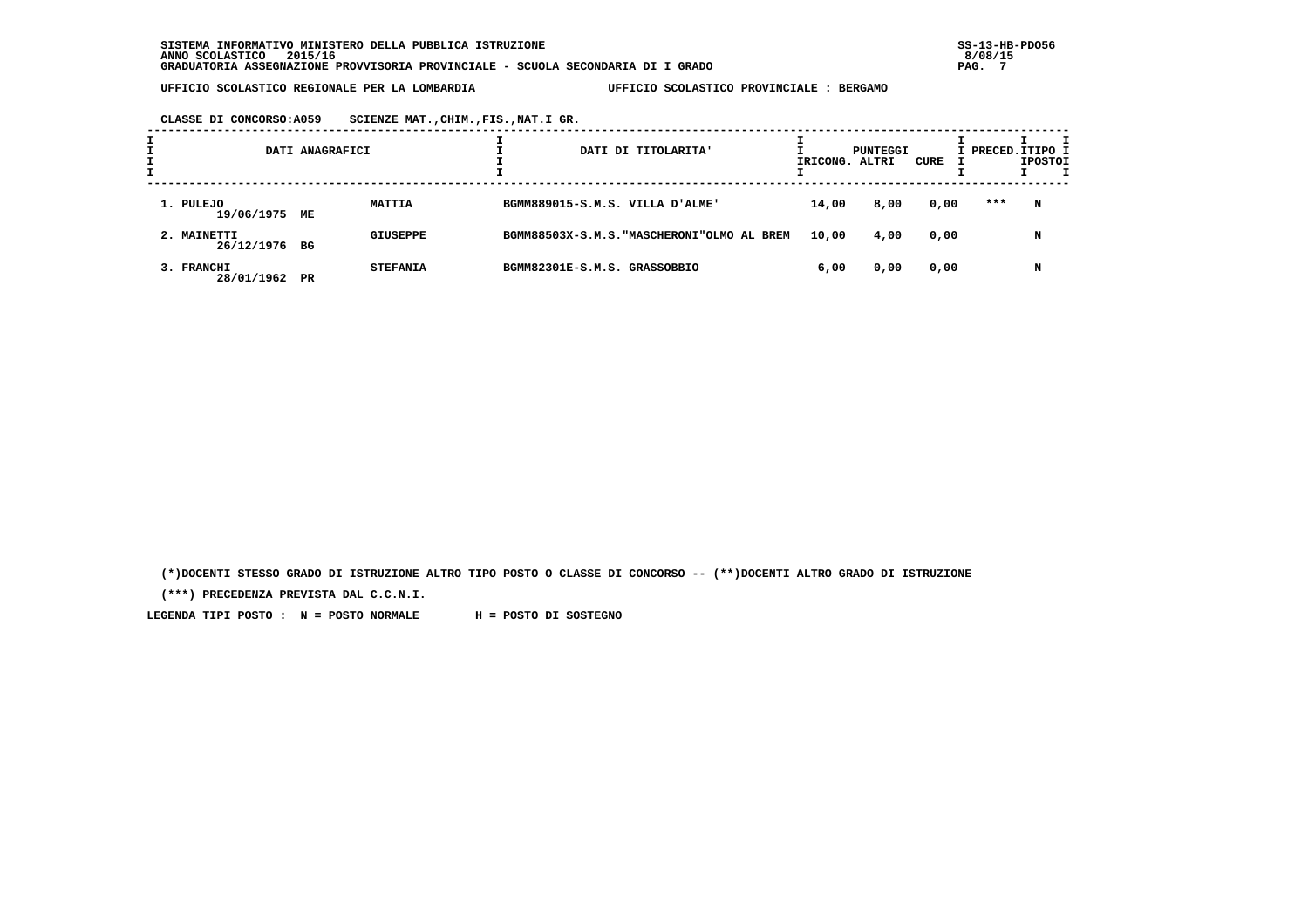SISTEMA INFORMATIVO MINISTERO DELLA PUBBLICA ISTRUZIONE
ANNO SCOLASTICO 2015/16
GRADUATORIA ASSEGNAZIONE PROVVISORIA PROVINCIALE - SCUOLA SECONDARIA DI I GRADO

UFFICIO SCOLASTICO REGIONALE PER LA LOMBARDIA — UFFICIO SCOLASTICO PROVINCIALE : BERGAMO

CLASSE DI CONCORSO:A059 SCIENZE MAT.,CHIM.,FIS.,NAT.I GR.

| DATI ANAGRAFICI | | | DATI DI TITOLARITA' | PUNTEGGI RICONG. | PUNTEGGI ALTRI | PUNTEGGI CURE | PRECED. | TIPO POSTO |
|---|---|---|---|---|---|---|---|---|
| 1. PULEJO 19/06/1975 | ME | MATTIA | BGMM889015-S.M.S. VILLA D'ALME' | 14,00 | 8,00 | 0,00 | *** | N |
| 2. MAINETTI 26/12/1976 | BG | GIUSEPPE | BGMM88503X-S.M.S."MASCHERONI"OLMO AL BREM | 10,00 | 4,00 | 0,00 | | N |
| 3. FRANCHI 28/01/1962 | PR | STEFANIA | BGMM82301E-S.M.S. GRASSOBBIO | 6,00 | 0,00 | 0,00 | | N |

(*)DOCENTI STESSO GRADO DI ISTRUZIONE ALTRO TIPO POSTO O CLASSE DI CONCORSO -- (**)DOCENTI ALTRO GRADO DI ISTRUZIONE

(***) PRECEDENZA PREVISTA DAL C.C.N.I.

LEGENDA TIPI POSTO : N = POSTO NORMALE H = POSTO DI SOSTEGNO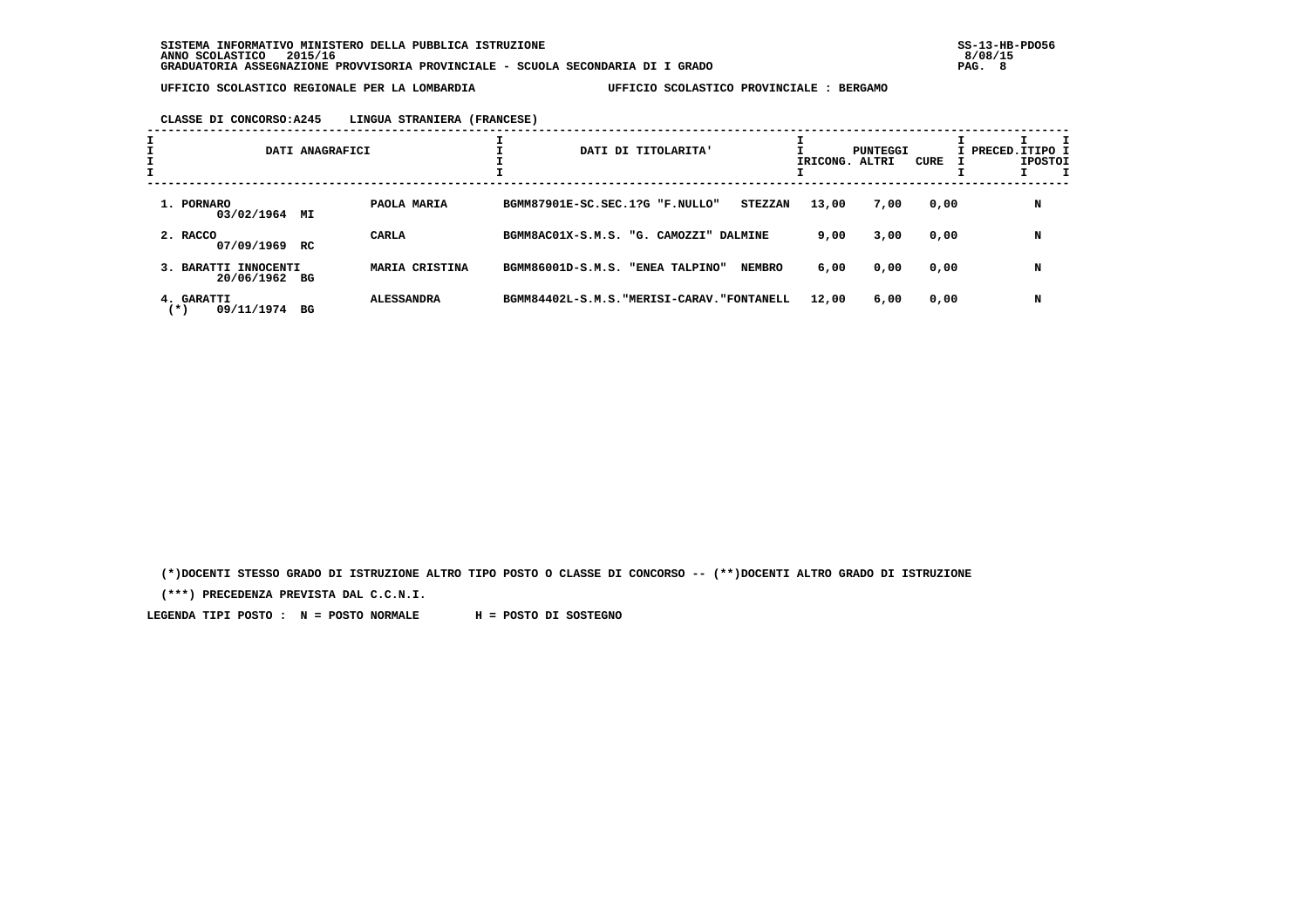SISTEMA INFORMATIVO MINISTERO DELLA PUBBLICA ISTRUZIONE
ANNO SCOLASTICO 2015/16
GRADUATORIA ASSEGNAZIONE PROVVISORIA PROVINCIALE - SCUOLA SECONDARIA DI I GRADO

UFFICIO SCOLASTICO REGIONALE PER LA LOMBARDIA — UFFICIO SCOLASTICO PROVINCIALE : BERGAMO

CLASSE DI CONCORSO:A245 LINGUA STRANIERA (FRANCESE)

| DATI ANAGRAFICI | | DATI DI TITOLARITA' | PUNTEGGI RICONG. | PUNTEGGI ALTRI | PUNTEGGI CURE | PRECED. | TIPO POSTO |
|---|---|---|---|---|---|---|---|
| 1. PORNARO 03/02/1964 MI | PAOLA MARIA | BGMM87901E-SC.SEC.1?G "F.NULLO" STEZZAN | 13,00 | 7,00 | 0,00 | | N |
| 2. RACCO 07/09/1969 RC | CARLA | BGMM8AC01X-S.M.S. "G. CAMOZZI" DALMINE | 9,00 | 3,00 | 0,00 | | N |
| 3. BARATTI INNOCENTI 20/06/1962 BG | MARIA CRISTINA | BGMM86001D-S.M.S. "ENEA TALPINO" NEMBRO | 6,00 | 0,00 | 0,00 | | N |
| 4. GARATTI (*) 09/11/1974 BG | ALESSANDRA | BGMM84402L-S.M.S."MERISI-CARAV."FONTANELL | 12,00 | 6,00 | 0,00 | | N |

(*)DOCENTI STESSO GRADO DI ISTRUZIONE ALTRO TIPO POSTO O CLASSE DI CONCORSO -- (**)DOCENTI ALTRO GRADO DI ISTRUZIONE

(***) PRECEDENZA PREVISTA DAL C.C.N.I.

LEGENDA TIPI POSTO : N = POSTO NORMALE H = POSTO DI SOSTEGNO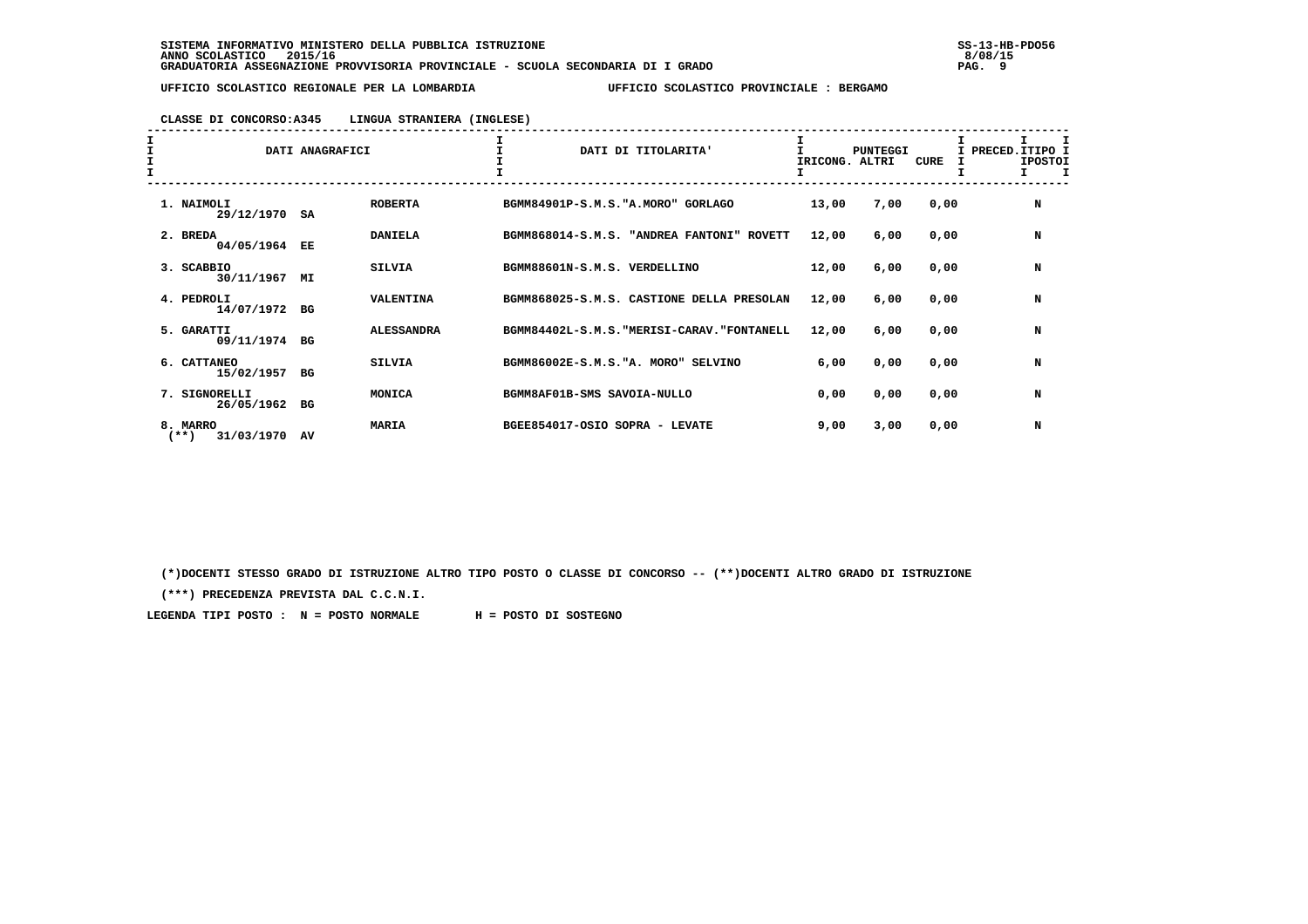SISTEMA INFORMATIVO MINISTERO DELLA PUBBLICA ISTRUZIONE
ANNO SCOLASTICO 2015/16
GRADUATORIA ASSEGNAZIONE PROVVISORIA PROVINCIALE - SCUOLA SECONDARIA DI I GRADO

UFFICIO SCOLASTICO REGIONALE PER LA LOMBARDIA — UFFICIO SCOLASTICO PROVINCIALE : BERGAMO

CLASSE DI CONCORSO:A345 LINGUA STRANIERA (INGLESE)

| DATI ANAGRAFICI | | | DATI DI TITOLARITA' | PUNTEGGI RICONG. | ALTRI | CURE | PRECED. | TIPO POSTO |
|---|---|---|---|---|---|---|---|---|
| 1. NAIMOLI 29/12/1970 | SA | ROBERTA | BGMM84901P-S.M.S."A.MORO" GORLAGO | 13,00 | 7,00 | 0,00 | | N |
| 2. BREDA 04/05/1964 | EE | DANIELA | BGMM868014-S.M.S. "ANDREA FANTONI" ROVETT | 12,00 | 6,00 | 0,00 | | N |
| 3. SCABBIO 30/11/1967 | MI | SILVIA | BGMM88601N-S.M.S. VERDELLINO | 12,00 | 6,00 | 0,00 | | N |
| 4. PEDROLI 14/07/1972 | BG | VALENTINA | BGMM868025-S.M.S. CASTIONE DELLA PRESOLAN | 12,00 | 6,00 | 0,00 | | N |
| 5. GARATTI 09/11/1974 | BG | ALESSANDRA | BGMM84402L-S.M.S."MERISI-CARAV."FONTANELL | 12,00 | 6,00 | 0,00 | | N |
| 6. CATTANEO 15/02/1957 | BG | SILVIA | BGMM86002E-S.M.S."A. MORO" SELVINO | 6,00 | 0,00 | 0,00 | | N |
| 7. SIGNORELLI 26/05/1962 | BG | MONICA | BGMM8AF01B-SMS SAVOIA-NULLO | 0,00 | 0,00 | 0,00 | | N |
| 8. MARRO (**) 31/03/1970 | AV | MARIA | BGEE854017-OSIO SOPRA - LEVATE | 9,00 | 3,00 | 0,00 | | N |

(*)DOCENTI STESSO GRADO DI ISTRUZIONE ALTRO TIPO POSTO O CLASSE DI CONCORSO -- (**)DOCENTI ALTRO GRADO DI ISTRUZIONE

(***) PRECEDENZA PREVISTA DAL C.C.N.I.

LEGENDA TIPI POSTO : N = POSTO NORMALE H = POSTO DI SOSTEGNO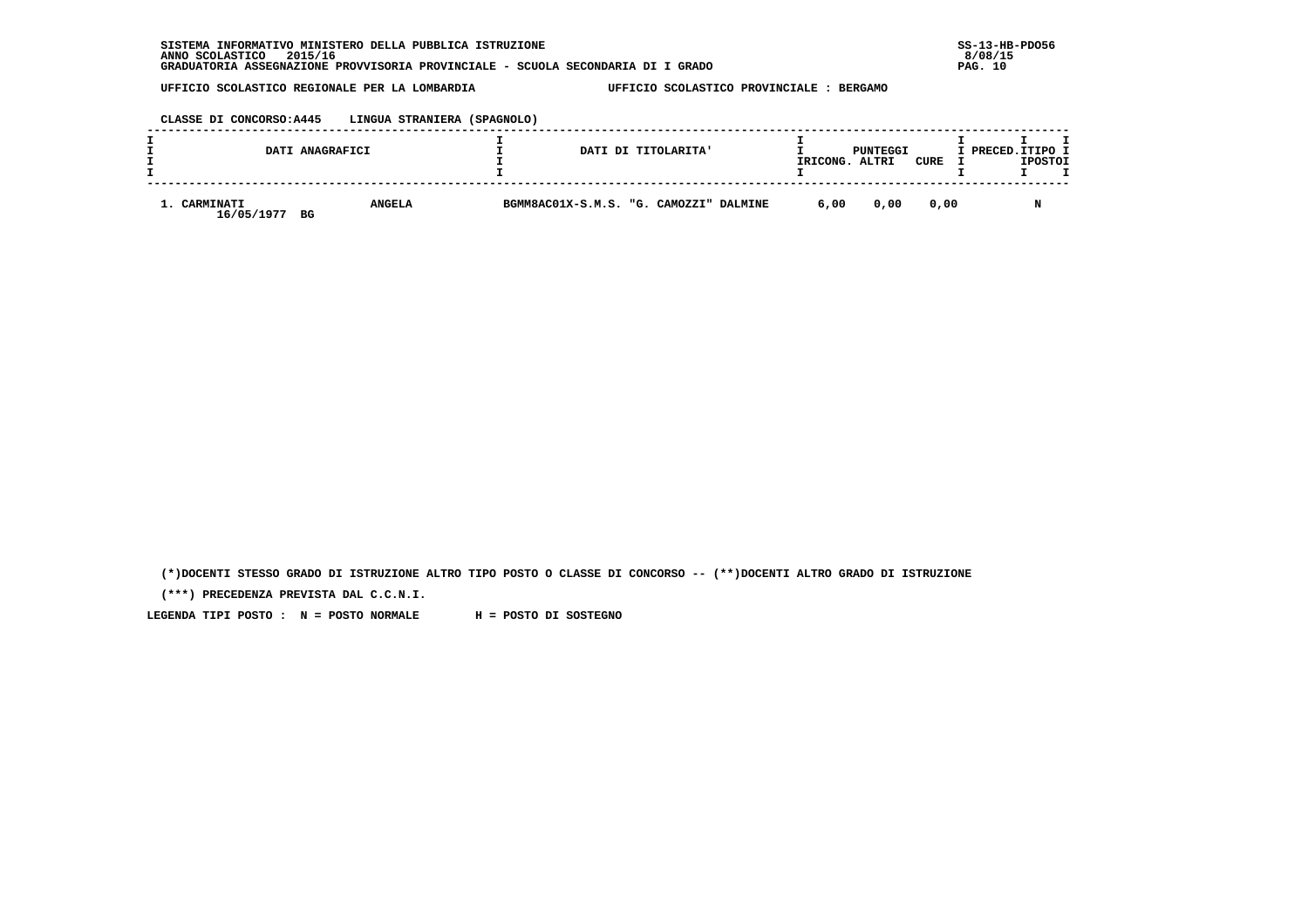SISTEMA INFORMATIVO MINISTERO DELLA PUBBLICA ISTRUZIONE
ANNO SCOLASTICO 2015/16
GRADUATORIA ASSEGNAZIONE PROVVISORIA PROVINCIALE - SCUOLA SECONDARIA DI I GRADO

SS-13-HB-PDO56
8/08/15

UFFICIO SCOLASTICO REGIONALE PER LA LOMBARDIA    UFFICIO SCOLASTICO PROVINCIALE : BERGAMO

CLASSE DI CONCORSO:A445    LINGUA STRANIERA (SPAGNOLO)

| DATI ANAGRAFICI | | DATI DI TITOLARITA' | PUNTEGGI RICONG. | PUNTEGGI ALTRI | PUNTEGGI CURE | PRECED. | TIPO POSTO |
|---|---|---|---|---|---|---|---|
| 1. CARMINATI 16/05/1977 BG | ANGELA | BGMM8AC01X-S.M.S. "G. CAMOZZI" DALMINE | 6,00 | 0,00 | 0,00 | | N |

(*)DOCENTI STESSO GRADO DI ISTRUZIONE ALTRO TIPO POSTO O CLASSE DI CONCORSO -- (**)DOCENTI ALTRO GRADO DI ISTRUZIONE

(***) PRECEDENZA PREVISTA DAL C.C.N.I.

LEGENDA TIPI POSTO : N = POSTO NORMALE H = POSTO DI SOSTEGNO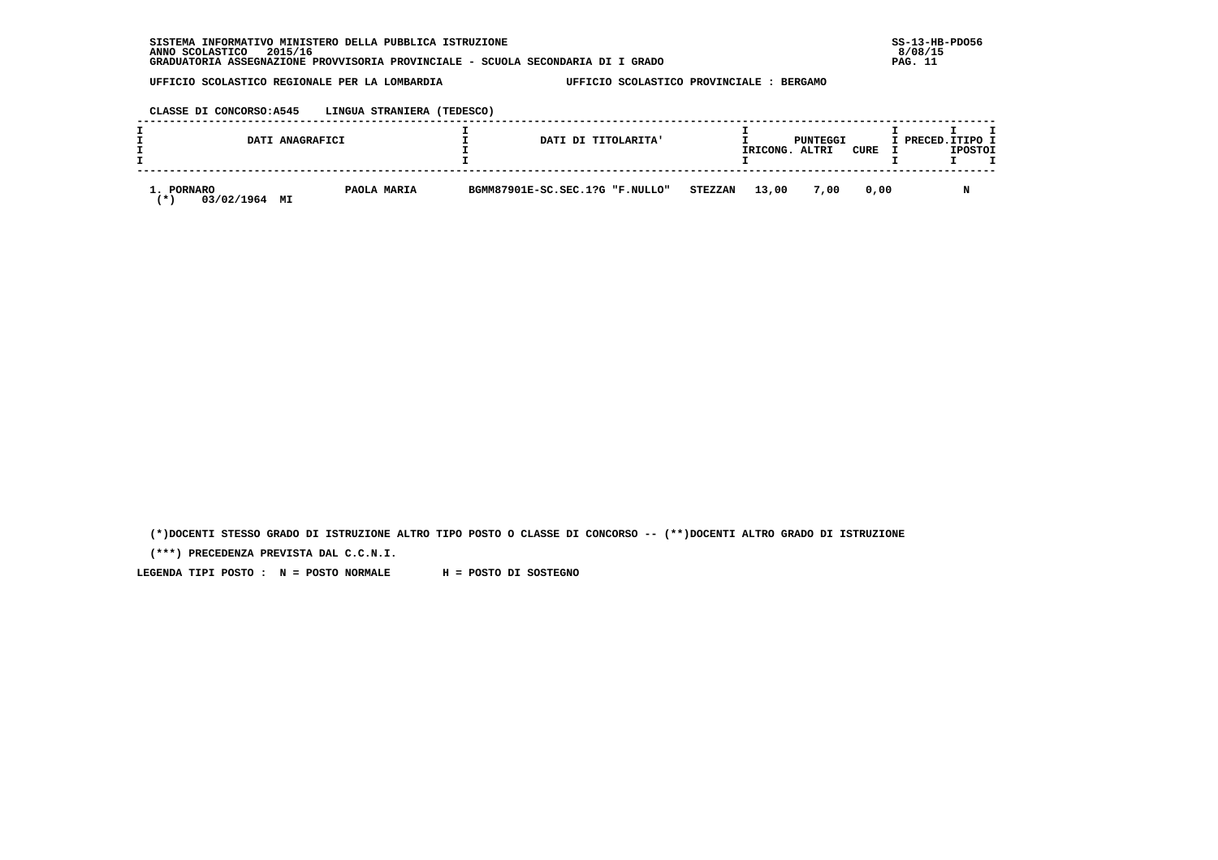SISTEMA INFORMATIVO MINISTERO DELLA PUBBLICA ISTRUZIONE
ANNO SCOLASTICO 2015/16
GRADUATORIA ASSEGNAZIONE PROVVISORIA PROVINCIALE - SCUOLA SECONDARIA DI I GRADO

SS-13-HB-PDO56
8/08/15

UFFICIO SCOLASTICO REGIONALE PER LA LOMBARDIA     UFFICIO SCOLASTICO PROVINCIALE : BERGAMO

CLASSE DI CONCORSO:A545    LINGUA STRANIERA (TEDESCO)

| DATI ANAGRAFICI | | DATI DI TITOLARITA' | | PUNTEGGI RICONG. | ALTRI | CURE | PRECED. | TIPO POSTO |
|---|---|---|---|---|---|---|---|---|
| 1. PORNARO<br>(*) 03/02/1964 MI | PAOLA MARIA | BGMM87901E-SC.SEC.1?G "F.NULLO" | STEZZAN | 13,00 | 7,00 | 0,00 | | N |

(*)DOCENTI STESSO GRADO DI ISTRUZIONE ALTRO TIPO POSTO O CLASSE DI CONCORSO -- (**)DOCENTI ALTRO GRADO DI ISTRUZIONE

(***) PRECEDENZA PREVISTA DAL C.C.N.I.

LEGENDA TIPI POSTO : N = POSTO NORMALE     H = POSTO DI SOSTEGNO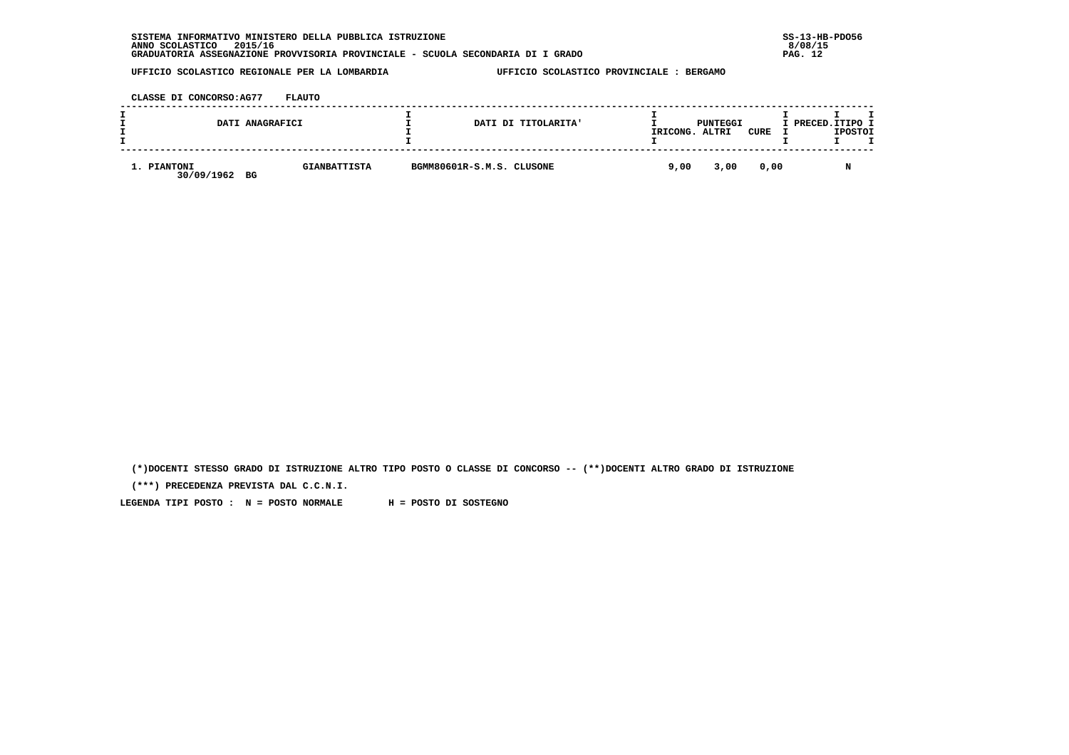SISTEMA INFORMATIVO MINISTERO DELLA PUBBLICA ISTRUZIONE
ANNO SCOLASTICO 2015/16
GRADUATORIA ASSEGNAZIONE PROVVISORIA PROVINCIALE - SCUOLA SECONDARIA DI I GRADO

SS-13-HB-PDO56
8/08/15

UFFICIO SCOLASTICO REGIONALE PER LA LOMBARDIA — UFFICIO SCOLASTICO PROVINCIALE : BERGAMO

CLASSE DI CONCORSO:AG77 FLAUTO

| DATI ANAGRAFICI | | DATI DI TITOLARITA' | PUNTEGGI RICONG. | ALTRI | CURE | PRECED. | TIPO POSTO |
|---|---|---|---|---|---|---|---|
| 1. PIANTONI 30/09/1962 BG | GIANBATTISTA | BGMM80601R-S.M.S. CLUSONE | 9,00 | 3,00 | 0,00 | | N |

(*)DOCENTI STESSO GRADO DI ISTRUZIONE ALTRO TIPO POSTO O CLASSE DI CONCORSO -- (**)DOCENTI ALTRO GRADO DI ISTRUZIONE

(***) PRECEDENZA PREVISTA DAL C.C.N.I.

LEGENDA TIPI POSTO : N = POSTO NORMALE H = POSTO DI SOSTEGNO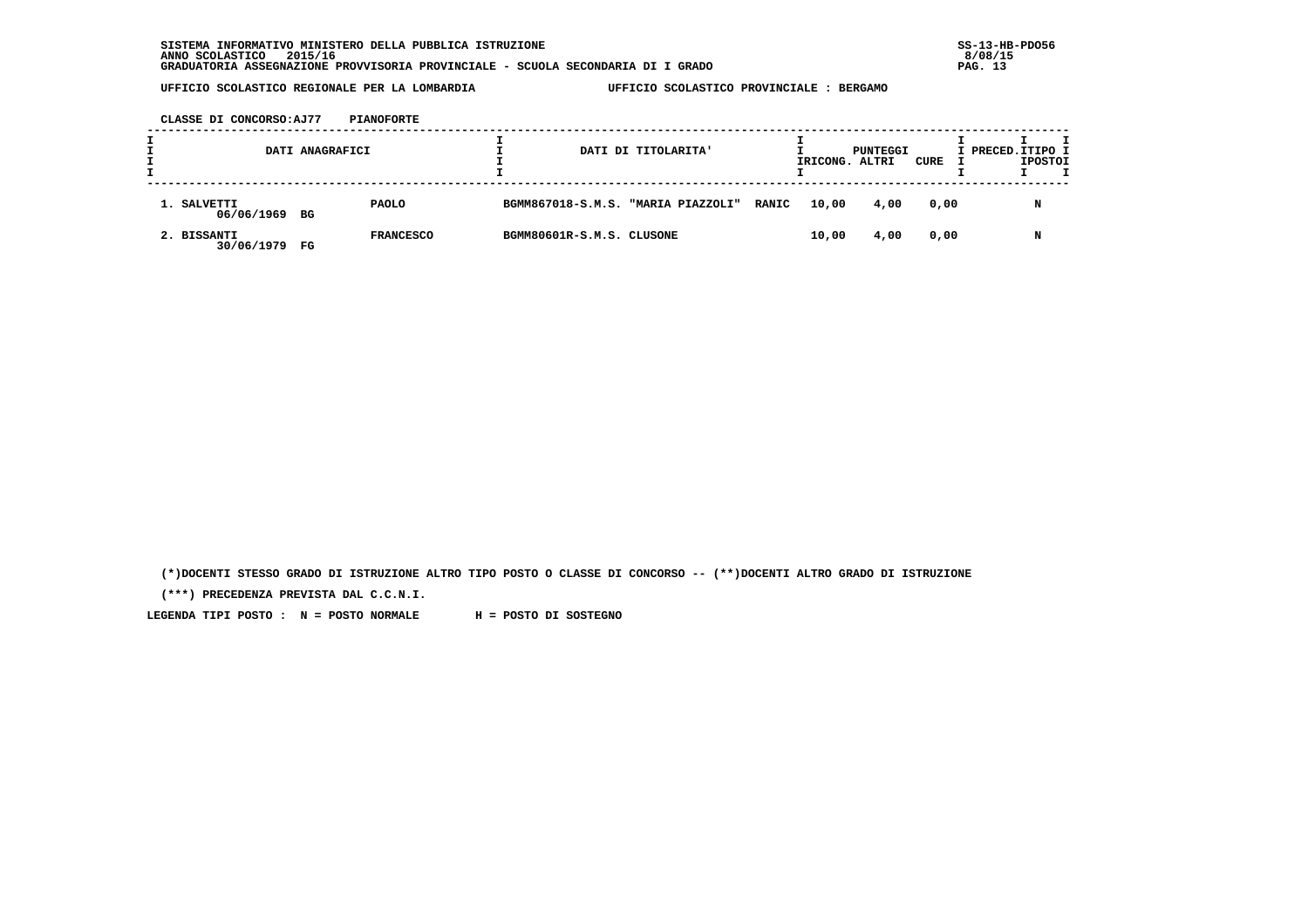SISTEMA INFORMATIVO MINISTERO DELLA PUBBLICA ISTRUZIONE
ANNO SCOLASTICO 2015/16
GRADUATORIA ASSEGNAZIONE PROVVISORIA PROVINCIALE - SCUOLA SECONDARIA DI I GRADO

UFFICIO SCOLASTICO REGIONALE PER LA LOMBARDIA — UFFICIO SCOLASTICO PROVINCIALE : BERGAMO

CLASSE DI CONCORSO:AJ77 PIANOFORTE

| DATI ANAGRAFICI | | | DATI DI TITOLARITA' | PUNTEGGI | | | PRECED. | TIPO POSTO |
|---|---|---|---|---|---|---|---|---|
| | | | | RICONG. | ALTRI | CURE | | |
| 1. SALVETTI 06/06/1969 | BG | PAOLO | BGMM867018-S.M.S. "MARIA PIAZZOLI" RANIC | 10,00 | 4,00 | 0,00 | | N |
| 2. BISSANTI 30/06/1979 | FG | FRANCESCO | BGMM80601R-S.M.S. CLUSONE | 10,00 | 4,00 | 0,00 | | N |

(*)DOCENTI STESSO GRADO DI ISTRUZIONE ALTRO TIPO POSTO O CLASSE DI CONCORSO -- (**)DOCENTI ALTRO GRADO DI ISTRUZIONE

(***) PRECEDENZA PREVISTA DAL C.C.N.I.

LEGENDA TIPI POSTO : N = POSTO NORMALE H = POSTO DI SOSTEGNO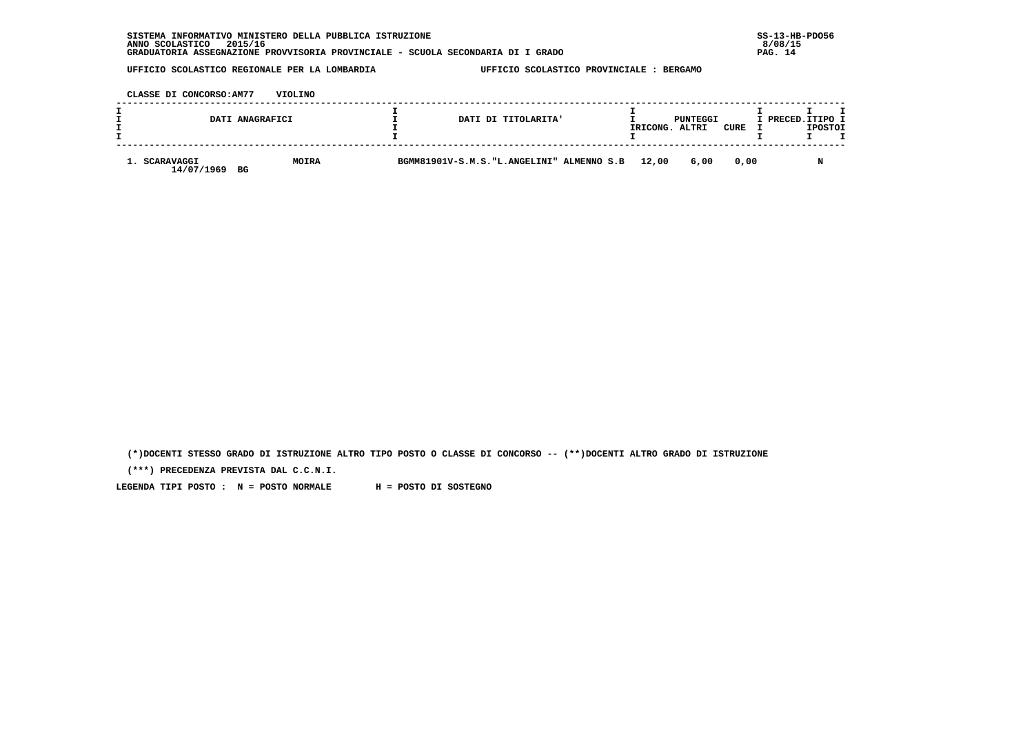SISTEMA INFORMATIVO MINISTERO DELLA PUBBLICA ISTRUZIONE
ANNO SCOLASTICO 2015/16
GRADUATORIA ASSEGNAZIONE PROVVISORIA PROVINCIALE - SCUOLA SECONDARIA DI I GRADO

SS-13-HB-PDO56
8/08/15

UFFICIO SCOLASTICO REGIONALE PER LA LOMBARDIA — UFFICIO SCOLASTICO PROVINCIALE : BERGAMO

CLASSE DI CONCORSO:AM77 VIOLINO

| DATI ANAGRAFICI | | DATI DI TITOLARITA' | PUNTEGGI RICONG. | PUNTEGGI ALTRI | PUNTEGGI CURE | PRECED. | TIPO POSTO |
|---|---|---|---|---|---|---|---|
| 1. SCARAVAGGI 14/07/1969 BG | MOIRA | BGMM81901V-S.M.S."L.ANGELINI" ALMENNO S.B | 12,00 | 6,00 | 0,00 | | N |

(*)DOCENTI STESSO GRADO DI ISTRUZIONE ALTRO TIPO POSTO O CLASSE DI CONCORSO -- (**)DOCENTI ALTRO GRADO DI ISTRUZIONE

(***) PRECEDENZA PREVISTA DAL C.C.N.I.

LEGENDA TIPI POSTO : N = POSTO NORMALE H = POSTO DI SOSTEGNO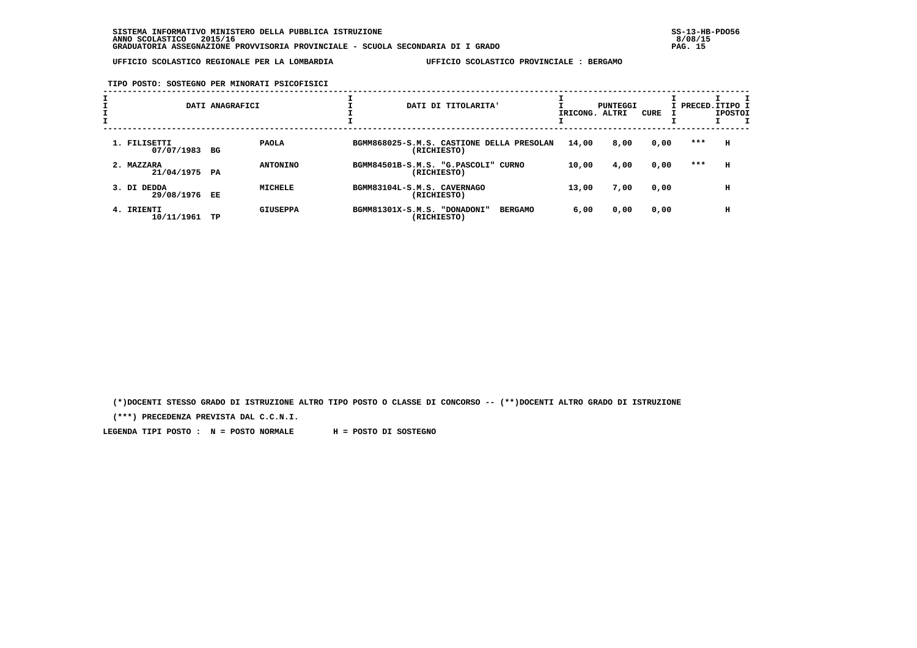SISTEMA INFORMATIVO MINISTERO DELLA PUBBLICA ISTRUZIONE
ANNO SCOLASTICO 2015/16
GRADUATORIA ASSEGNAZIONE PROVVISORIA PROVINCIALE - SCUOLA SECONDARIA DI I GRADO

UFFICIO SCOLASTICO REGIONALE PER LA LOMBARDIA — UFFICIO SCOLASTICO PROVINCIALE : BERGAMO

**TIPO POSTO: SOSTEGNO PER MINORATI PSICOFISICI**

| DATI ANAGRAFICI | | | DATI DI TITOLARITA' | PUNTEGGI RICONG. | PUNTEGGI ALTRI | PUNTEGGI CURE | PRECED. | TIPO POSTO |
|---|---|---|---|---|---|---|---|---|
| 1. FILISETTI 07/07/1983 | BG | PAOLA | BGMM868025-S.M.S. CASTIONE DELLA PRESOLAN (RICHIESTO) | 14,00 | 8,00 | 0,00 | *** | H |
| 2. MAZZARA 21/04/1975 | PA | ANTONINO | BGMM84501B-S.M.S. "G.PASCOLI" CURNO (RICHIESTO) | 10,00 | 4,00 | 0,00 | *** | H |
| 3. DI DEDDA 29/08/1976 | EE | MICHELE | BGMM83104L-S.M.S. CAVERNAGO (RICHIESTO) | 13,00 | 7,00 | 0,00 | | H |
| 4. IRIENTI 10/11/1961 | TP | GIUSEPPA | BGMM81301X-S.M.S. "DONADONI" BERGAMO (RICHIESTO) | 6,00 | 0,00 | 0,00 | | H |

(*)DOCENTI STESSO GRADO DI ISTRUZIONE ALTRO TIPO POSTO O CLASSE DI CONCORSO -- (**)DOCENTI ALTRO GRADO DI ISTRUZIONE

(***) PRECEDENZA PREVISTA DAL C.C.N.I.

LEGENDA TIPI POSTO : N = POSTO NORMALE H = POSTO DI SOSTEGNO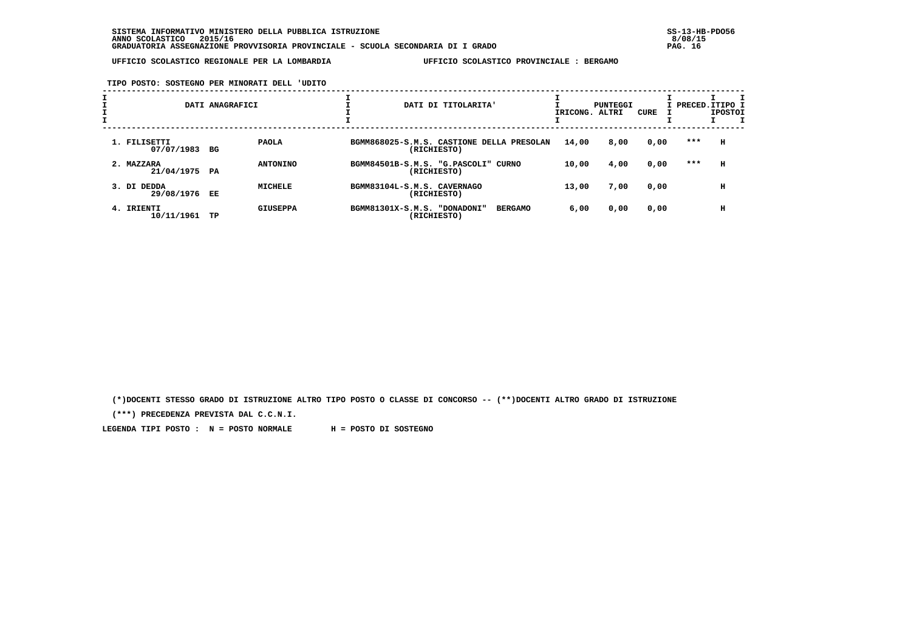SISTEMA INFORMATIVO MINISTERO DELLA PUBBLICA ISTRUZIONE
ANNO SCOLASTICO 2015/16
GRADUATORIA ASSEGNAZIONE PROVVISORIA PROVINCIALE - SCUOLA SECONDARIA DI I GRADO

UFFICIO SCOLASTICO REGIONALE PER LA LOMBARDIA — UFFICIO SCOLASTICO PROVINCIALE : BERGAMO

TIPO POSTO: SOSTEGNO PER MINORATI DELL 'UDITO

| DATI ANAGRAFICI | | | DATI DI TITOLARITA' | PUNTEGGI RICONG. | PUNTEGGI ALTRI | PUNTEGGI CURE | PRECED. | TIPO POSTO |
|---|---|---|---|---|---|---|---|---|
| 1. FILISETTI 07/07/1983 | BG | PAOLA | BGMM868025-S.M.S. CASTIONE DELLA PRESOLAN (RICHIESTO) | 14,00 | 8,00 | 0,00 | *** | H |
| 2. MAZZARA 21/04/1975 | PA | ANTONINO | BGMM84501B-S.M.S. "G.PASCOLI" CURNO (RICHIESTO) | 10,00 | 4,00 | 0,00 | *** | H |
| 3. DI DEDDA 29/08/1976 | EE | MICHELE | BGMM83104L-S.M.S. CAVERNAGO (RICHIESTO) | 13,00 | 7,00 | 0,00 | | H |
| 4. IRIENTI 10/11/1961 | TP | GIUSEPPA | BGMM81301X-S.M.S. "DONADONI" BERGAMO (RICHIESTO) | 6,00 | 0,00 | 0,00 | | H |

(*)DOCENTI STESSO GRADO DI ISTRUZIONE ALTRO TIPO POSTO O CLASSE DI CONCORSO -- (**)DOCENTI ALTRO GRADO DI ISTRUZIONE

(***) PRECEDENZA PREVISTA DAL C.C.N.I.

LEGENDA TIPI POSTO : N = POSTO NORMALE H = POSTO DI SOSTEGNO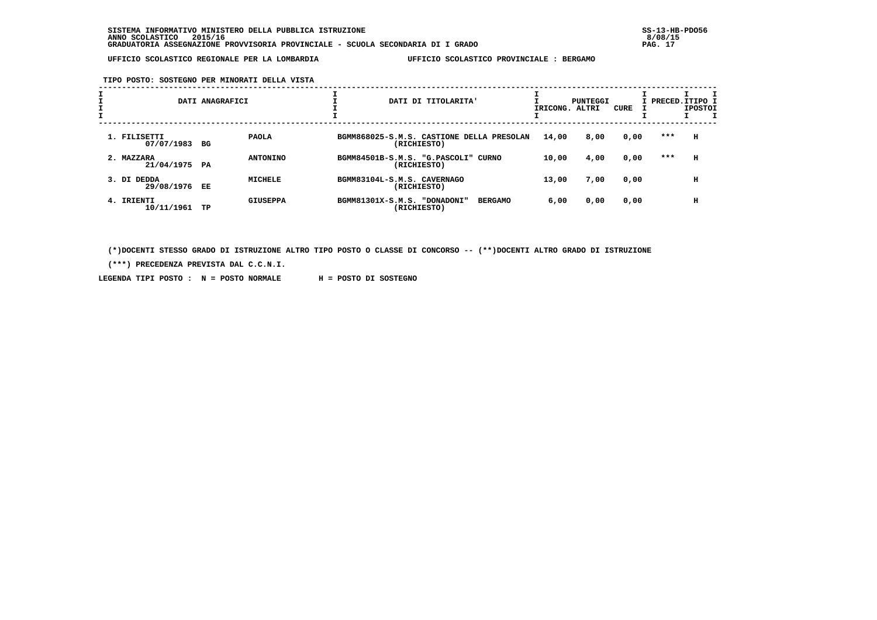SISTEMA INFORMATIVO MINISTERO DELLA PUBBLICA ISTRUZIONE
ANNO SCOLASTICO 2015/16
GRADUATORIA ASSEGNAZIONE PROVVISORIA PROVINCIALE - SCUOLA SECONDARIA DI I GRADO

SS-13-HB-PDO56
8/08/15

UFFICIO SCOLASTICO REGIONALE PER LA LOMBARDIA        UFFICIO SCOLASTICO PROVINCIALE : BERGAMO

**TIPO POSTO: SOSTEGNO PER MINORATI DELLA VISTA**

| DATI ANAGRAFICI | | | DATI DI TITOLARITA' | PUNTEGGI RICONG. | ALTRI | CURE | PRECED. | TIPO POSTO |
|---|---|---|---|---|---|---|---|---|
| 1. FILISETTI 07/07/1983 | BG | PAOLA | BGMM868025-S.M.S. CASTIONE DELLA PRESOLAN (RICHIESTO) | 14,00 | 8,00 | 0,00 | *** | H |
| 2. MAZZARA 21/04/1975 | PA | ANTONINO | BGMM84501B-S.M.S. "G.PASCOLI" CURNO (RICHIESTO) | 10,00 | 4,00 | 0,00 | *** | H |
| 3. DI DEDDA 29/08/1976 | EE | MICHELE | BGMM83104L-S.M.S. CAVERNAGO (RICHIESTO) | 13,00 | 7,00 | 0,00 | | H |
| 4. IRIENTI 10/11/1961 | TP | GIUSEPPA | BGMM81301X-S.M.S. "DONADONI" BERGAMO (RICHIESTO) | 6,00 | 0,00 | 0,00 | | H |

(*)DOCENTI STESSO GRADO DI ISTRUZIONE ALTRO TIPO POSTO O CLASSE DI CONCORSO -- (**)DOCENTI ALTRO GRADO DI ISTRUZIONE

(***) PRECEDENZA PREVISTA DAL C.C.N.I.

LEGENDA TIPI POSTO : N = POSTO NORMALE        H = POSTO DI SOSTEGNO